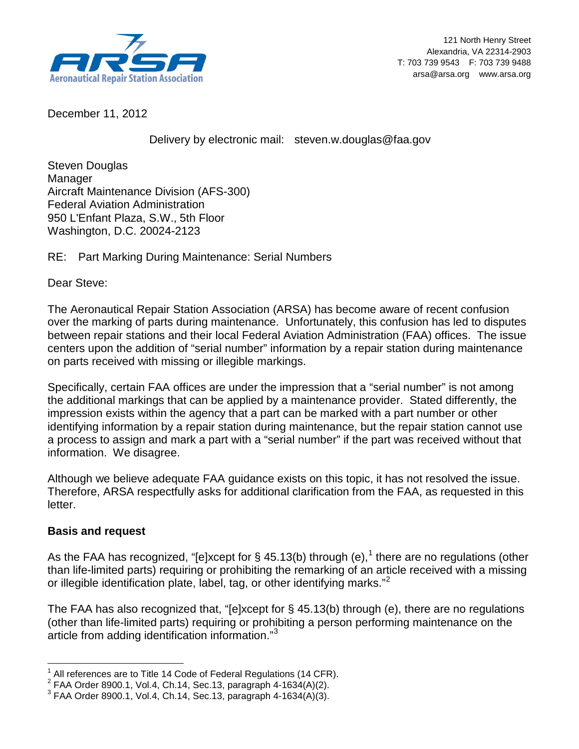**Aeronautical Repair Station Association**

121 North Henry Street
Alexandria, VA 22314-2903
T: 703 739 9543 F: 703 739 9488
arsa@arsa.org www.arsa.org

December 11, 2012

Delivery by electronic mail: steven.w.douglas@faa.gov

Steven Douglas
Manager
Aircraft Maintenance Division (AFS-300)
Federal Aviation Administration
950 L'Enfant Plaza, S.W., 5th Floor
Washington, D.C. 20024-2123

RE: Part Marking During Maintenance: Serial Numbers

Dear Steve:

The Aeronautical Repair Station Association (ARSA) has become aware of recent confusion over the marking of parts during maintenance. Unfortunately, this confusion has led to disputes between repair stations and their local Federal Aviation Administration (FAA) offices. The issue centers upon the addition of "serial number" information by a repair station during maintenance on parts received with missing or illegible markings.

Specifically, certain FAA offices are under the impression that a "serial number" is not among the additional markings that can be applied by a maintenance provider. Stated differently, the impression exists within the agency that a part can be marked with a part number or other identifying information by a repair station during maintenance, but the repair station cannot use a process to assign and mark a part with a "serial number" if the part was received without that information. We disagree.

Although we believe adequate FAA guidance exists on this topic, it has not resolved the issue. Therefore, ARSA respectfully asks for additional clarification from the FAA, as requested in this letter.

**Basis and request**

As the FAA has recognized, "[e]xcept for § 45.13(b) through (e),[1] there are no regulations (other than life-limited parts) requiring or prohibiting the remarking of an article received with a missing or illegible identification plate, label, tag, or other identifying marks."[2]

The FAA has also recognized that, "[e]xcept for § 45.13(b) through (e), there are no regulations (other than life-limited parts) requiring or prohibiting a person performing maintenance on the article from adding identification information."[3]

---

[1] All references are to Title 14 Code of Federal Regulations (14 CFR).

[2] FAA Order 8900.1, Vol.4, Ch.14, Sec.13, paragraph 4-1634(A)(2).

[3] FAA Order 8900.1, Vol.4, Ch.14, Sec.13, paragraph 4-1634(A)(3).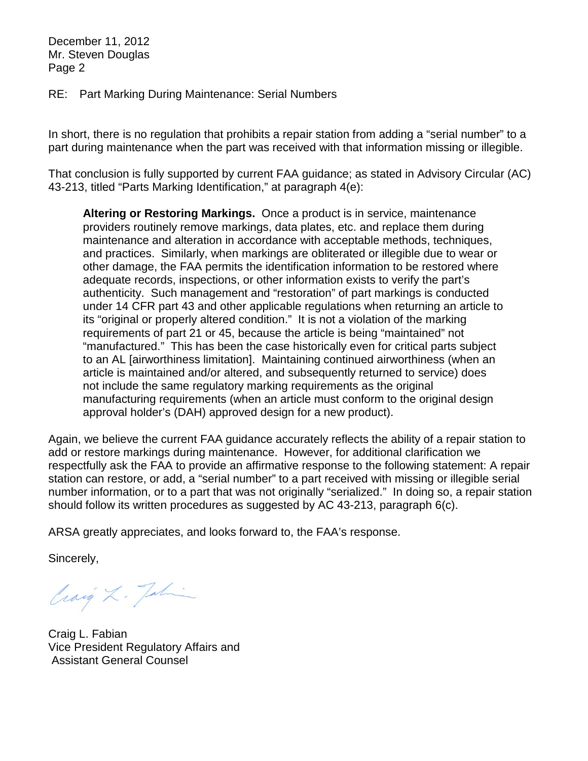RE: Part Marking During Maintenance: Serial Numbers

In short, there is no regulation that prohibits a repair station from adding a "serial number" to a part during maintenance when the part was received with that information missing or illegible.

That conclusion is fully supported by current FAA guidance; as stated in Advisory Circular (AC) 43-213, titled "Parts Marking Identification," at paragraph 4(e):

> **Altering or Restoring Markings.** Once a product is in service, maintenance providers routinely remove markings, data plates, etc. and replace them during maintenance and alteration in accordance with acceptable methods, techniques, and practices. Similarly, when markings are obliterated or illegible due to wear or other damage, the FAA permits the identification information to be restored where adequate records, inspections, or other information exists to verify the part's authenticity. Such management and "restoration" of part markings is conducted under 14 CFR part 43 and other applicable regulations when returning an article to its "original or properly altered condition." It is not a violation of the marking requirements of part 21 or 45, because the article is being "maintained" not "manufactured." This has been the case historically even for critical parts subject to an AL [airworthiness limitation]. Maintaining continued airworthiness (when an article is maintained and/or altered, and subsequently returned to service) does not include the same regulatory marking requirements as the original manufacturing requirements (when an article must conform to the original design approval holder's (DAH) approved design for a new product).

Again, we believe the current FAA guidance accurately reflects the ability of a repair station to add or restore markings during maintenance. However, for additional clarification we respectfully ask the FAA to provide an affirmative response to the following statement: A repair station can restore, or add, a "serial number" to a part received with missing or illegible serial number information, or to a part that was not originally "serialized." In doing so, a repair station should follow its written procedures as suggested by AC 43-213, paragraph 6(c).

ARSA greatly appreciates, and looks forward to, the FAA's response.

Sincerely,

Craig L. Fabian
Vice President Regulatory Affairs and
Assistant General Counsel